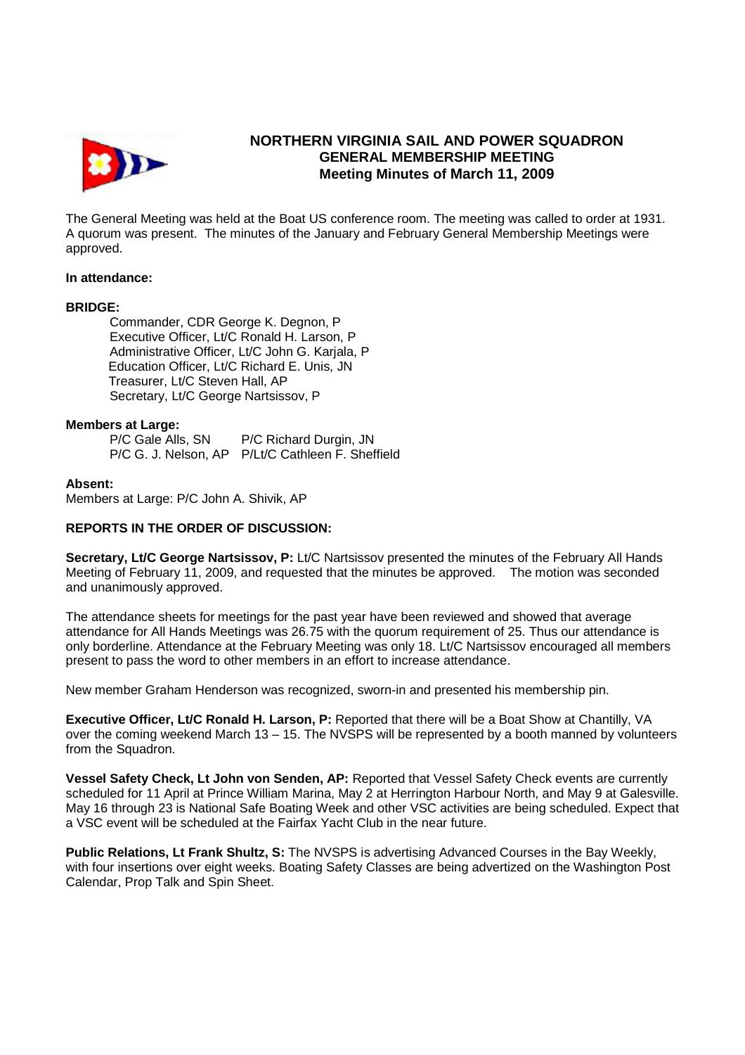# NORTHERN VIRGINIA SAIL AND POWER SQUADRON
## GENERAL MEMBERSHIP MEETING
## Meeting Minutes of March 11, 2009

The General Meeting was held at the Boat US conference room. The meeting was called to order at 1931. A quorum was present. The minutes of the January and February General Membership Meetings were approved.

**In attendance:**

**BRIDGE:**

Commander, CDR George K. Degnon, P
Executive Officer, Lt/C Ronald H. Larson, P
Administrative Officer, Lt/C John G. Karjala, P
Education Officer, Lt/C Richard E. Unis, JN
Treasurer, Lt/C Steven Hall, AP
Secretary, Lt/C George Nartsissov, P

**Members at Large:**

P/C Gale Alls, SN    P/C Richard Durgin, JN
P/C G. J. Nelson, AP    P/Lt/C Cathleen F. Sheffield

**Absent:**

Members at Large: P/C John A. Shivik, AP

**REPORTS IN THE ORDER OF DISCUSSION:**

**Secretary, Lt/C George Nartsissov, P:** Lt/C Nartsissov presented the minutes of the February All Hands Meeting of February 11, 2009, and requested that the minutes be approved. The motion was seconded and unanimously approved.

The attendance sheets for meetings for the past year have been reviewed and showed that average attendance for All Hands Meetings was 26.75 with the quorum requirement of 25. Thus our attendance is only borderline. Attendance at the February Meeting was only 18. Lt/C Nartsissov encouraged all members present to pass the word to other members in an effort to increase attendance.

New member Graham Henderson was recognized, sworn-in and presented his membership pin.

**Executive Officer, Lt/C Ronald H. Larson, P:** Reported that there will be a Boat Show at Chantilly, VA over the coming weekend March 13 – 15. The NVSPS will be represented by a booth manned by volunteers from the Squadron.

**Vessel Safety Check, Lt John von Senden, AP:** Reported that Vessel Safety Check events are currently scheduled for 11 April at Prince William Marina, May 2 at Herrington Harbour North, and May 9 at Galesville. May 16 through 23 is National Safe Boating Week and other VSC activities are being scheduled. Expect that a VSC event will be scheduled at the Fairfax Yacht Club in the near future.

**Public Relations, Lt Frank Shultz, S:** The NVSPS is advertising Advanced Courses in the Bay Weekly, with four insertions over eight weeks. Boating Safety Classes are being advertized on the Washington Post Calendar, Prop Talk and Spin Sheet.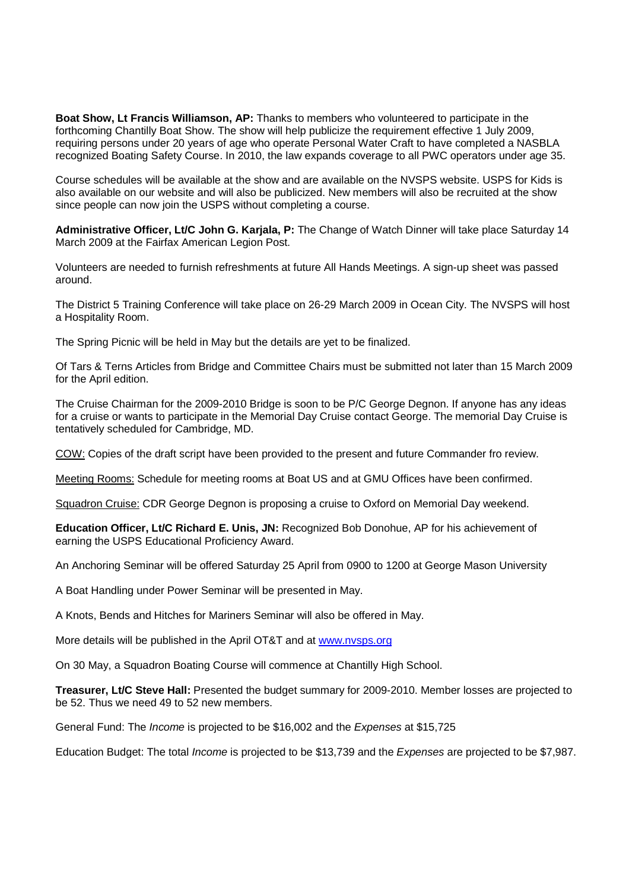**Boat Show, Lt Francis Williamson, AP:** Thanks to members who volunteered to participate in the forthcoming Chantilly Boat Show. The show will help publicize the requirement effective 1 July 2009, requiring persons under 20 years of age who operate Personal Water Craft to have completed a NASBLA recognized Boating Safety Course. In 2010, the law expands coverage to all PWC operators under age 35.

Course schedules will be available at the show and are available on the NVSPS website. USPS for Kids is also available on our website and will also be publicized. New members will also be recruited at the show since people can now join the USPS without completing a course.

**Administrative Officer, Lt/C John G. Karjala, P:** The Change of Watch Dinner will take place Saturday 14 March 2009 at the Fairfax American Legion Post.

Volunteers are needed to furnish refreshments at future All Hands Meetings. A sign-up sheet was passed around.

The District 5 Training Conference will take place on 26-29 March 2009 in Ocean City. The NVSPS will host a Hospitality Room.

The Spring Picnic will be held in May but the details are yet to be finalized.

Of Tars & Terns Articles from Bridge and Committee Chairs must be submitted not later than 15 March 2009 for the April edition.

The Cruise Chairman for the 2009-2010 Bridge is soon to be P/C George Degnon. If anyone has any ideas for a cruise or wants to participate in the Memorial Day Cruise contact George. The memorial Day Cruise is tentatively scheduled for Cambridge, MD.

<u>COW:</u> Copies of the draft script have been provided to the present and future Commander fro review.

<u>Meeting Rooms:</u> Schedule for meeting rooms at Boat US and at GMU Offices have been confirmed.

<u>Squadron Cruise:</u> CDR George Degnon is proposing a cruise to Oxford on Memorial Day weekend.

**Education Officer, Lt/C Richard E. Unis, JN:** Recognized Bob Donohue, AP for his achievement of earning the USPS Educational Proficiency Award.

An Anchoring Seminar will be offered Saturday 25 April from 0900 to 1200 at George Mason University

A Boat Handling under Power Seminar will be presented in May.

A Knots, Bends and Hitches for Mariners Seminar will also be offered in May.

More details will be published in the April OT&T and at [www.nvsps.org](http://www.nvsps.org)

On 30 May, a Squadron Boating Course will commence at Chantilly High School.

**Treasurer, Lt/C Steve Hall:** Presented the budget summary for 2009-2010. Member losses are projected to be 52. Thus we need 49 to 52 new members.

General Fund: The *Income* is projected to be $16,002 and the *Expenses* at $15,725

Education Budget: The total *Income* is projected to be $13,739 and the *Expenses* are projected to be $7,987.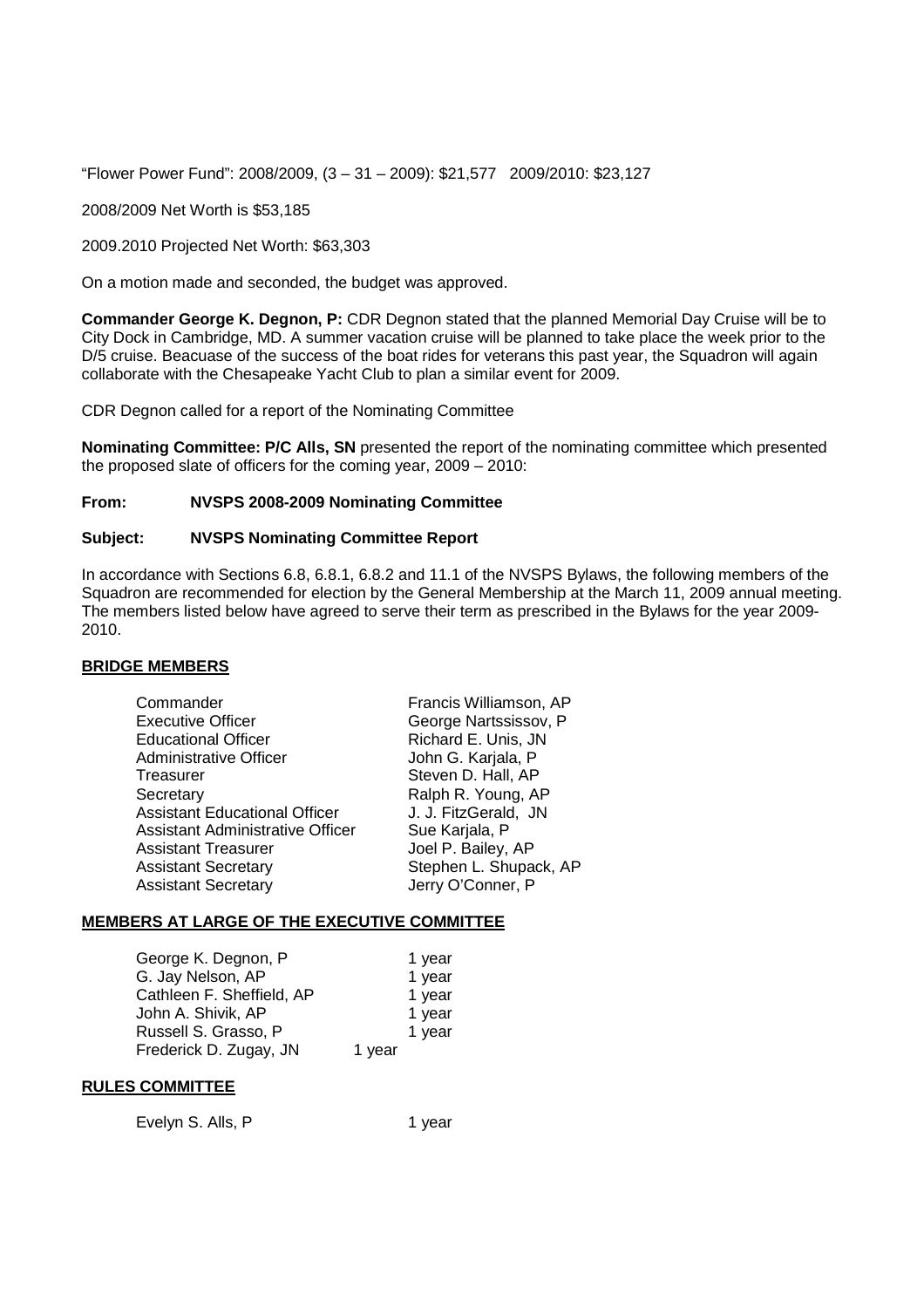"Flower Power Fund": 2008/2009, (3 – 31 – 2009): $21,577 2009/2010: $23,127

2008/2009 Net Worth is $53,185

2009.2010 Projected Net Worth: $63,303

On a motion made and seconded, the budget was approved.

**Commander George K. Degnon, P:** CDR Degnon stated that the planned Memorial Day Cruise will be to City Dock in Cambridge, MD. A summer vacation cruise will be planned to take place the week prior to the D/5 cruise. Beacuase of the success of the boat rides for veterans this past year, the Squadron will again collaborate with the Chesapeake Yacht Club to plan a similar event for 2009.

CDR Degnon called for a report of the Nominating Committee

**Nominating Committee: P/C Alls, SN** presented the report of the nominating committee which presented the proposed slate of officers for the coming year, 2009 – 2010:

**From: NVSPS 2008-2009 Nominating Committee**

**Subject: NVSPS Nominating Committee Report**

In accordance with Sections 6.8, 6.8.1, 6.8.2 and 11.1 of the NVSPS Bylaws, the following members of the Squadron are recommended for election by the General Membership at the March 11, 2009 annual meeting. The members listed below have agreed to serve their term as prescribed in the Bylaws for the year 2009-2010.

**BRIDGE MEMBERS**

| | |
|---|---|
| Commander | Francis Williamson, AP |
| Executive Officer | George Nartssissov, P |
| Educational Officer | Richard E. Unis, JN |
| Administrative Officer | John G. Karjala, P |
| Treasurer | Steven D. Hall, AP |
| Secretary | Ralph R. Young, AP |
| Assistant Educational Officer | J. J. FitzGerald, JN |
| Assistant Administrative Officer | Sue Karjala, P |
| Assistant Treasurer | Joel P. Bailey, AP |
| Assistant Secretary | Stephen L. Shupack, AP |
| Assistant Secretary | Jerry O'Conner, P |

**MEMBERS AT LARGE OF THE EXECUTIVE COMMITTEE**

| | |
|---|---|
| George K. Degnon, P | 1 year |
| G. Jay Nelson, AP | 1 year |
| Cathleen F. Sheffield, AP | 1 year |
| John A. Shivik, AP | 1 year |
| Russell S. Grasso, P | 1 year |
| Frederick D. Zugay, JN | 1 year |

**RULES COMMITTEE**

| | |
|---|---|
| Evelyn S. Alls, P | 1 year |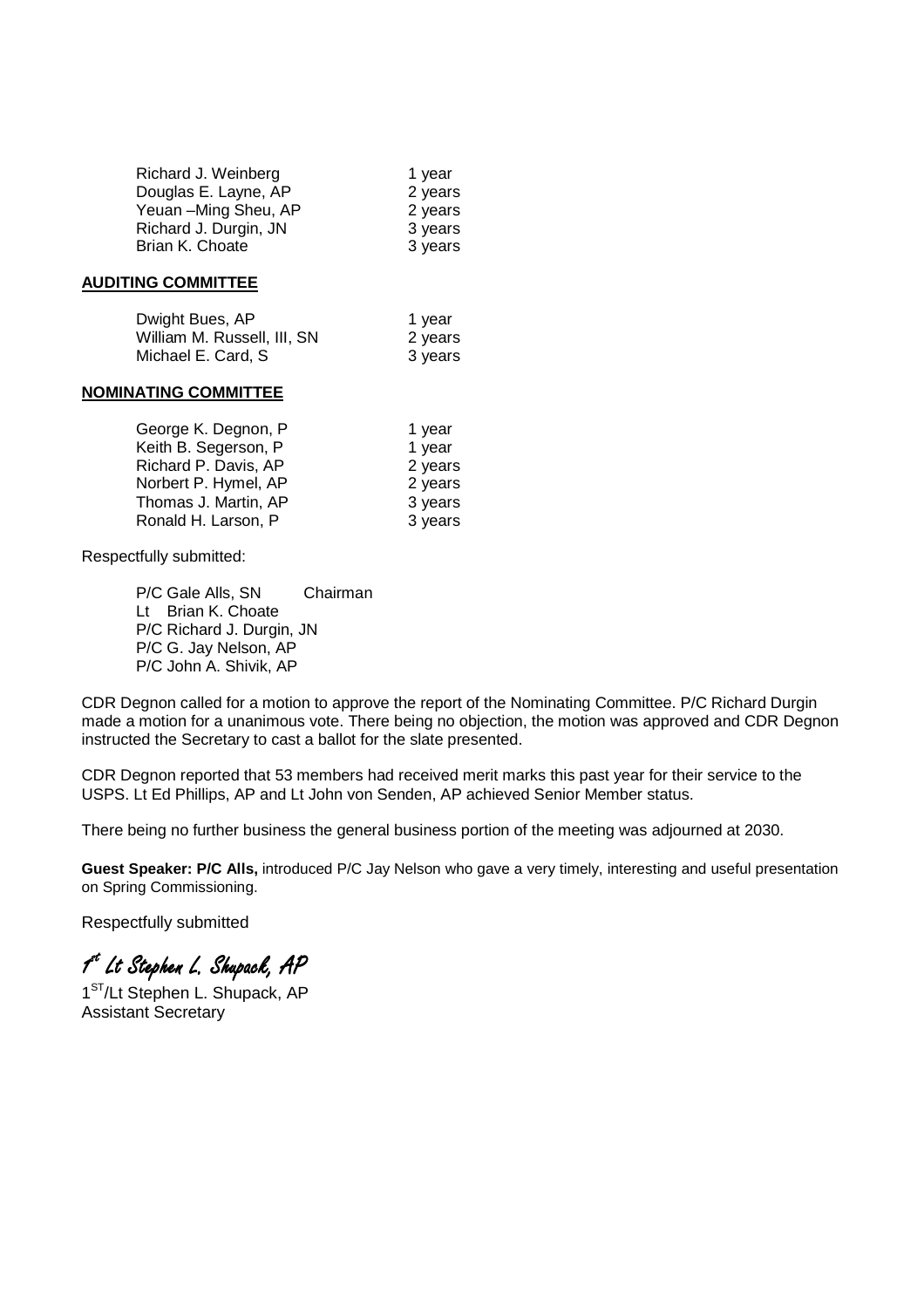| | |
|---|---|
| Richard J. Weinberg | 1 year |
| Douglas E. Layne, AP | 2 years |
| Yeuan –Ming Sheu, AP | 2 years |
| Richard J. Durgin, JN | 3 years |
| Brian K. Choate | 3 years |

**AUDITING COMMITTEE**

| | |
|---|---|
| Dwight Bues, AP | 1 year |
| William M. Russell, III, SN | 2 years |
| Michael E. Card, S | 3 years |

**NOMINATING COMMITTEE**

| | |
|---|---|
| George K. Degnon, P | 1 year |
| Keith B. Segerson, P | 1 year |
| Richard P. Davis, AP | 2 years |
| Norbert P. Hymel, AP | 2 years |
| Thomas J. Martin, AP | 3 years |
| Ronald H. Larson, P | 3 years |

Respectfully submitted:

P/C Gale Alls, SN Chairman
Lt Brian K. Choate
P/C Richard J. Durgin, JN
P/C G. Jay Nelson, AP
P/C John A. Shivik, AP

CDR Degnon called for a motion to approve the report of the Nominating Committee. P/C Richard Durgin made a motion for a unanimous vote. There being no objection, the motion was approved and CDR Degnon instructed the Secretary to cast a ballot for the slate presented.

CDR Degnon reported that 53 members had received merit marks this past year for their service to the USPS. Lt Ed Phillips, AP and Lt John von Senden, AP achieved Senior Member status.

There being no further business the general business portion of the meeting was adjourned at 2030.

**Guest Speaker: P/C Alls,** introduced P/C Jay Nelson who gave a very timely, interesting and useful presentation on Spring Commissioning.

Respectfully submitted

*1st Lt Stephen L. Shupack, AP*

1ST/Lt Stephen L. Shupack, AP
Assistant Secretary